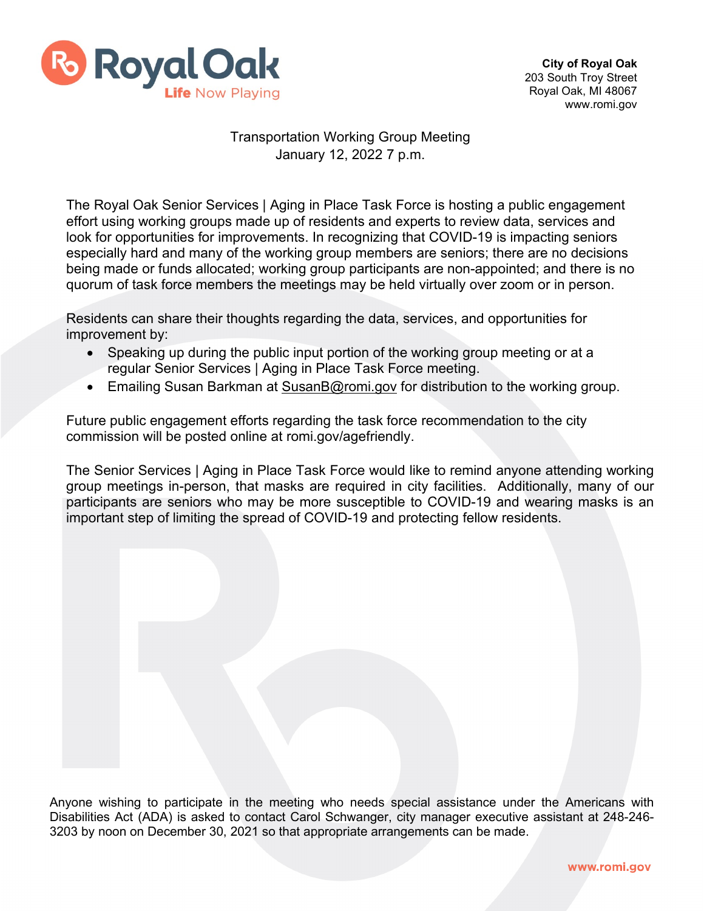**City of Royal Oak**
203 South Troy Street
Royal Oak, MI 48067
www.romi.gov

Transportation Working Group Meeting
January 12, 2022 7 p.m.

The Royal Oak Senior Services | Aging in Place Task Force is hosting a public engagement effort using working groups made up of residents and experts to review data, services and look for opportunities for improvements. In recognizing that COVID-19 is impacting seniors especially hard and many of the working group members are seniors; there are no decisions being made or funds allocated; working group participants are non-appointed; and there is no quorum of task force members the meetings may be held virtually over zoom or in person.

Residents can share their thoughts regarding the data, services, and opportunities for improvement by:

- Speaking up during the public input portion of the working group meeting or at a regular Senior Services | Aging in Place Task Force meeting.
- Emailing Susan Barkman at SusanB@romi.gov for distribution to the working group.

Future public engagement efforts regarding the task force recommendation to the city commission will be posted online at romi.gov/agefriendly.

The Senior Services | Aging in Place Task Force would like to remind anyone attending working group meetings in-person, that masks are required in city facilities. Additionally, many of our participants are seniors who may be more susceptible to COVID-19 and wearing masks is an important step of limiting the spread of COVID-19 and protecting fellow residents.

Anyone wishing to participate in the meeting who needs special assistance under the Americans with Disabilities Act (ADA) is asked to contact Carol Schwanger, city manager executive assistant at 248-246-3203 by noon on December 30, 2021 so that appropriate arrangements can be made.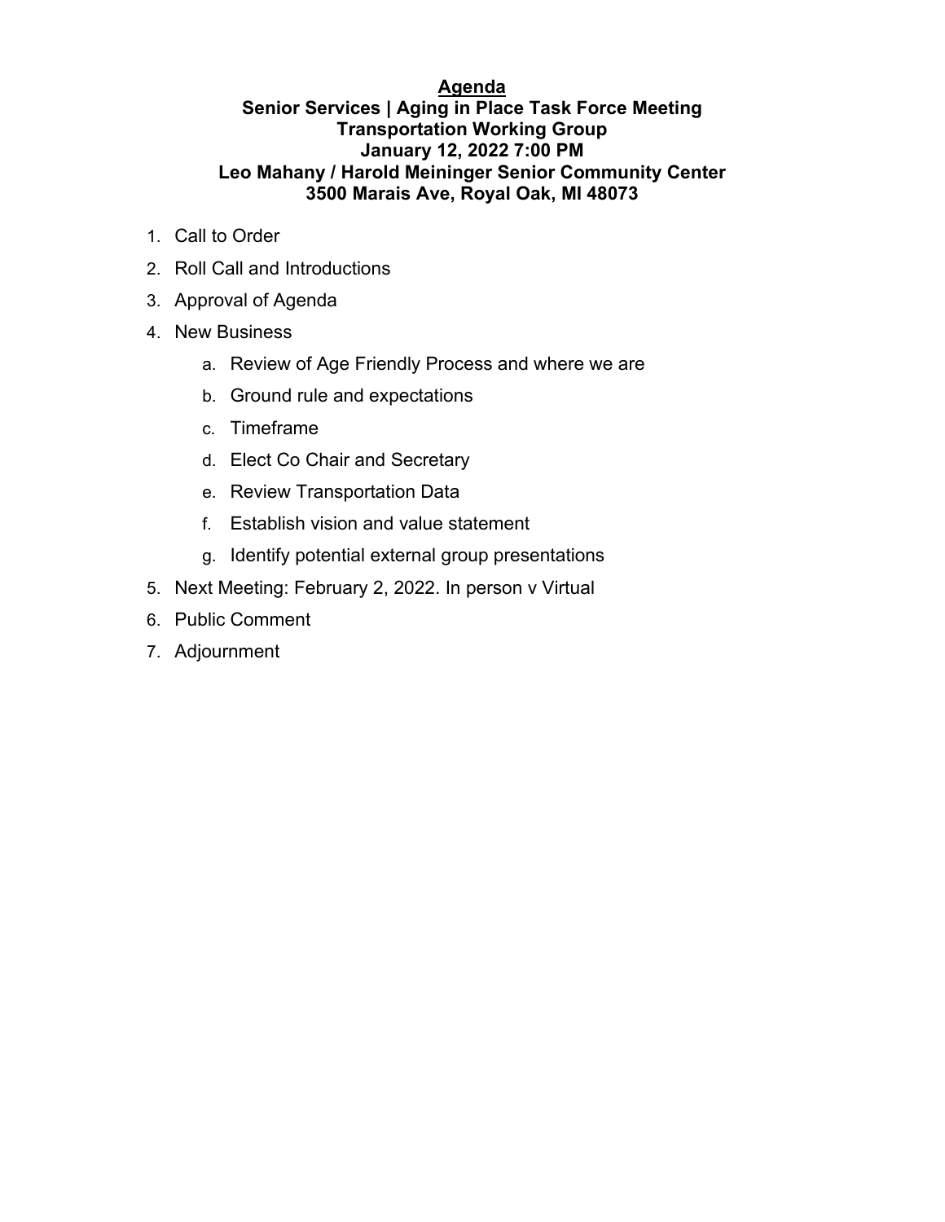# Agenda

**Senior Services | Aging in Place Task Force Meeting**
**Transportation Working Group**
**January 12, 2022 7:00 PM**
**Leo Mahany / Harold Meininger Senior Community Center**
**3500 Marais Ave, Royal Oak, MI 48073**

1. Call to Order
2. Roll Call and Introductions
3. Approval of Agenda
4. New Business
   a. Review of Age Friendly Process and where we are
   b. Ground rule and expectations
   c. Timeframe
   d. Elect Co Chair and Secretary
   e. Review Transportation Data
   f. Establish vision and value statement
   g. Identify potential external group presentations
5. Next Meeting: February 2, 2022. In person v Virtual
6. Public Comment
7. Adjournment